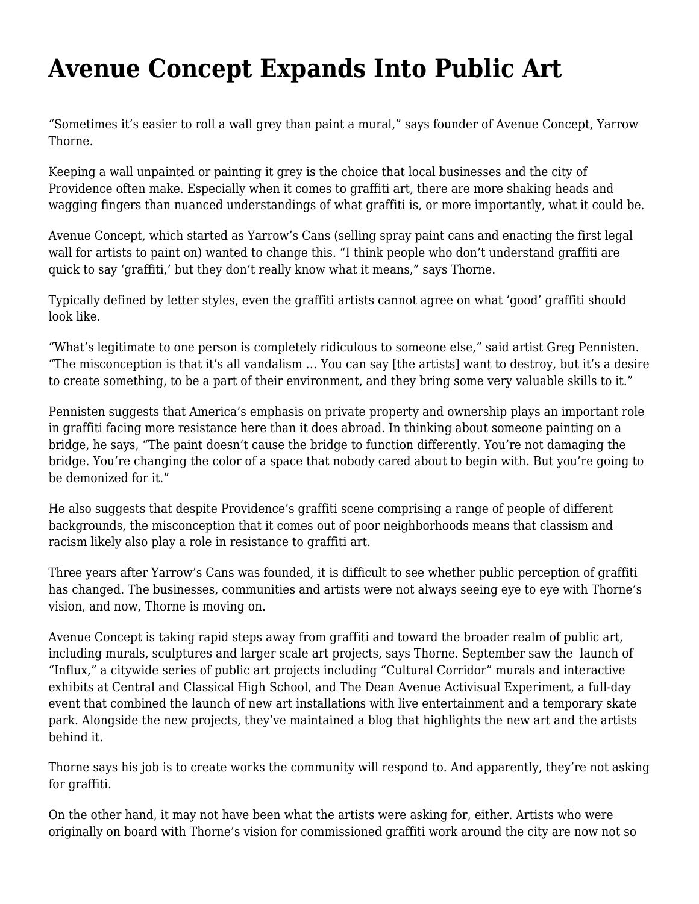# Avenue Concept Expands Into Public Art

"Sometimes it's easier to roll a wall grey than paint a mural," says founder of Avenue Concept, Yarrow Thorne.

Keeping a wall unpainted or painting it grey is the choice that local businesses and the city of Providence often make. Especially when it comes to graffiti art, there are more shaking heads and wagging fingers than nuanced understandings of what graffiti is, or more importantly, what it could be.

Avenue Concept, which started as Yarrow's Cans (selling spray paint cans and enacting the first legal wall for artists to paint on) wanted to change this. "I think people who don't understand graffiti are quick to say 'graffiti,' but they don't really know what it means," says Thorne.

Typically defined by letter styles, even the graffiti artists cannot agree on what 'good' graffiti should look like.

"What's legitimate to one person is completely ridiculous to someone else," said artist Greg Pennisten. "The misconception is that it's all vandalism … You can say [the artists] want to destroy, but it's a desire to create something, to be a part of their environment, and they bring some very valuable skills to it."

Pennisten suggests that America's emphasis on private property and ownership plays an important role in graffiti facing more resistance here than it does abroad. In thinking about someone painting on a bridge, he says, "The paint doesn't cause the bridge to function differently. You're not damaging the bridge. You're changing the color of a space that nobody cared about to begin with. But you're going to be demonized for it."

He also suggests that despite Providence's graffiti scene comprising a range of people of different backgrounds, the misconception that it comes out of poor neighborhoods means that classism and racism likely also play a role in resistance to graffiti art.

Three years after Yarrow's Cans was founded, it is difficult to see whether public perception of graffiti has changed. The businesses, communities and artists were not always seeing eye to eye with Thorne's vision, and now, Thorne is moving on.

Avenue Concept is taking rapid steps away from graffiti and toward the broader realm of public art, including murals, sculptures and larger scale art projects, says Thorne. September saw the launch of "Influx," a citywide series of public art projects including "Cultural Corridor" murals and interactive exhibits at Central and Classical High School, and The Dean Avenue Activisual Experiment, a full-day event that combined the launch of new art installations with live entertainment and a temporary skate park. Alongside the new projects, they've maintained a blog that highlights the new art and the artists behind it.

Thorne says his job is to create works the community will respond to. And apparently, they're not asking for graffiti.

On the other hand, it may not have been what the artists were asking for, either. Artists who were originally on board with Thorne's vision for commissioned graffiti work around the city are now not so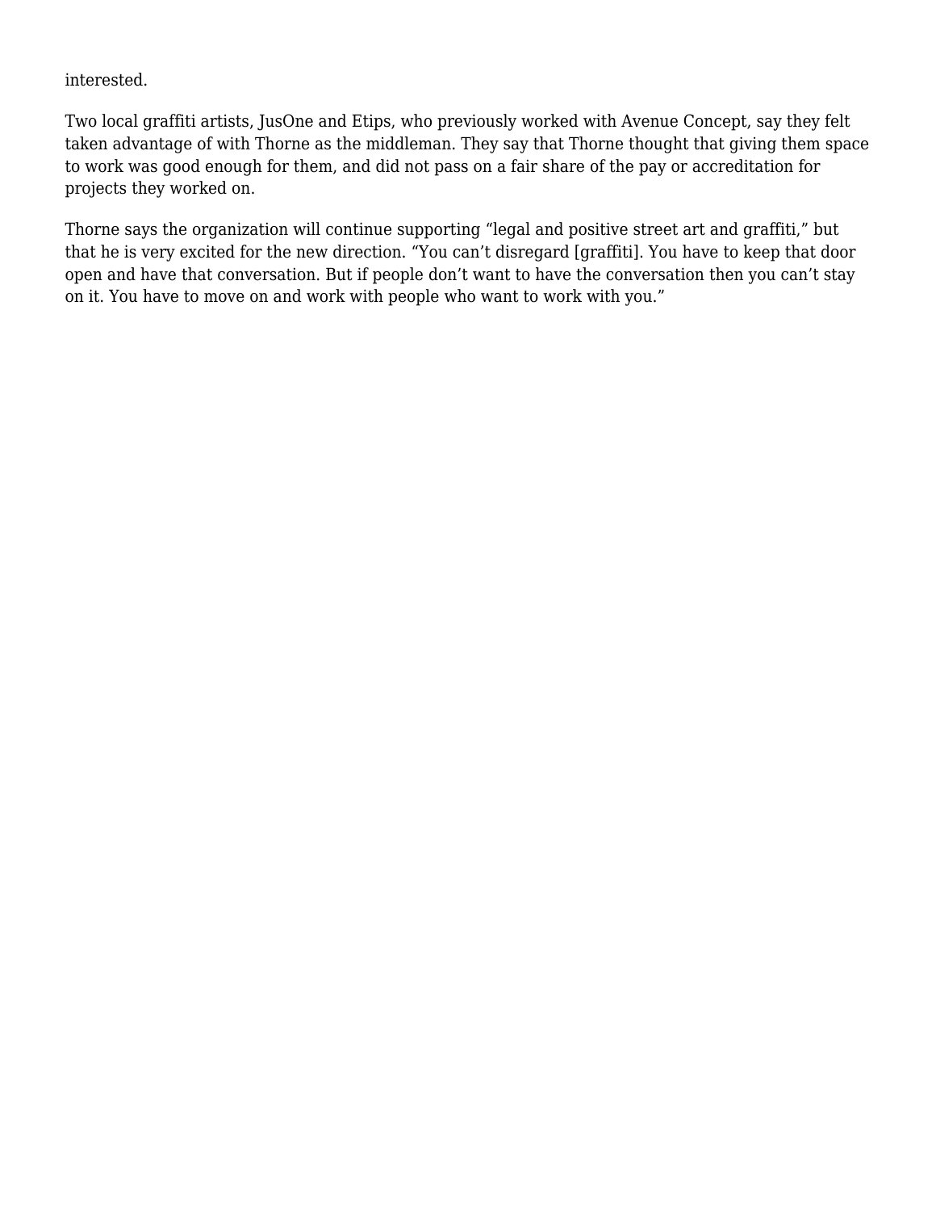interested.

Two local graffiti artists, JusOne and Etips, who previously worked with Avenue Concept, say they felt taken advantage of with Thorne as the middleman. They say that Thorne thought that giving them space to work was good enough for them, and did not pass on a fair share of the pay or accreditation for projects they worked on.

Thorne says the organization will continue supporting "legal and positive street art and graffiti," but that he is very excited for the new direction. "You can't disregard [graffiti]. You have to keep that door open and have that conversation. But if people don't want to have the conversation then you can't stay on it. You have to move on and work with people who want to work with you."